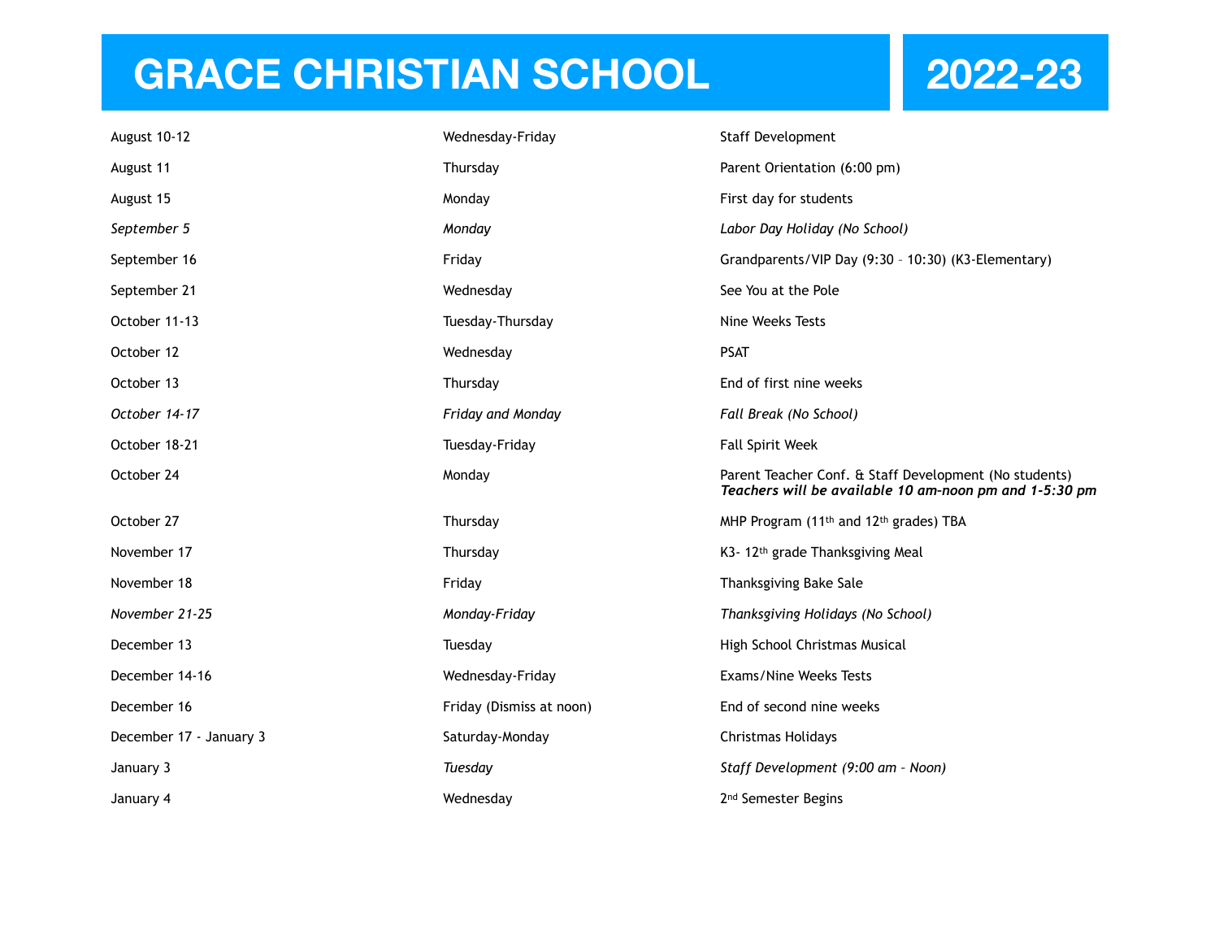# GRACE CHRISTIAN SCHOOL 2022-23

| | | |
|---|---|---|
| August 10-12 | Wednesday-Friday | Staff Development |
| August 11 | Thursday | Parent Orientation (6:00 pm) |
| August 15 | Monday | First day for students |
| *September 5* | *Monday* | *Labor Day Holiday (No School)* |
| September 16 | Friday | Grandparents/VIP Day (9:30 – 10:30) (K3-Elementary) |
| September 21 | Wednesday | See You at the Pole |
| October 11-13 | Tuesday-Thursday | Nine Weeks Tests |
| October 12 | Wednesday | PSAT |
| October 13 | Thursday | End of first nine weeks |
| *October 14-17* | *Friday and Monday* | *Fall Break (No School)* |
| October 18-21 | Tuesday-Friday | Fall Spirit Week |
| October 24 | Monday | Parent Teacher Conf. & Staff Development (No students) ***Teachers will be available 10 am-noon pm and 1-5:30 pm*** |
| October 27 | Thursday | MHP Program (11th and 12th grades) TBA |
| November 17 | Thursday | K3- 12th grade Thanksgiving Meal |
| November 18 | Friday | Thanksgiving Bake Sale |
| *November 21-25* | *Monday-Friday* | *Thanksgiving Holidays (No School)* |
| December 13 | Tuesday | High School Christmas Musical |
| December 14-16 | Wednesday-Friday | Exams/Nine Weeks Tests |
| December 16 | Friday (Dismiss at noon) | End of second nine weeks |
| December 17 - January 3 | Saturday-Monday | Christmas Holidays |
| January 3 | *Tuesday* | *Staff Development (9:00 am – Noon)* |
| January 4 | Wednesday | 2nd Semester Begins |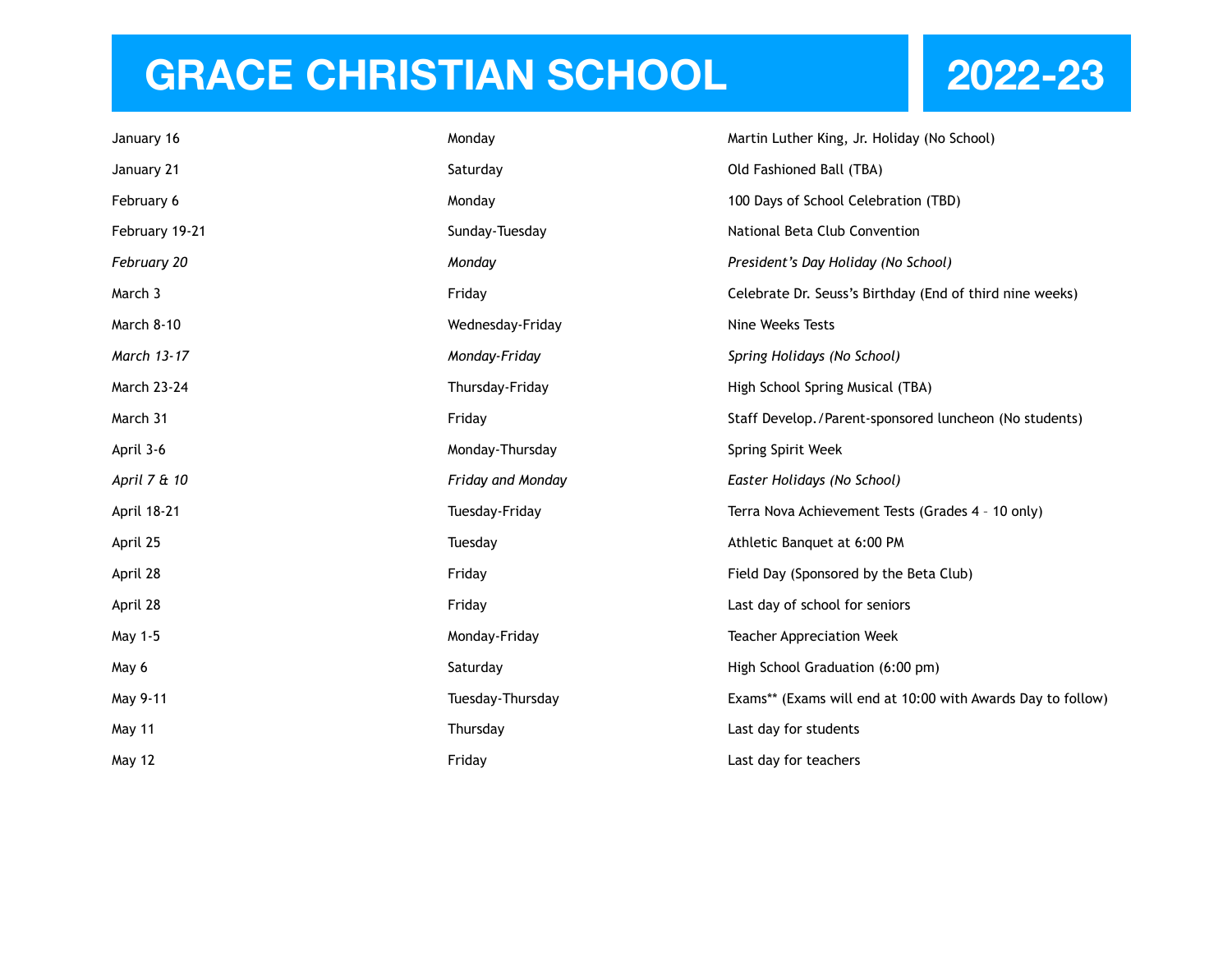# GRACE CHRISTIAN SCHOOL 2022-23

| | | |
|---|---|---|
| January 16 | Monday | Martin Luther King, Jr. Holiday (No School) |
| January 21 | Saturday | Old Fashioned Ball (TBA) |
| February 6 | Monday | 100 Days of School Celebration (TBD) |
| February 19-21 | Sunday-Tuesday | National Beta Club Convention |
| *February 20* | *Monday* | *President's Day Holiday (No School)* |
| March 3 | Friday | Celebrate Dr. Seuss's Birthday (End of third nine weeks) |
| March 8-10 | Wednesday-Friday | Nine Weeks Tests |
| *March 13-17* | *Monday-Friday* | *Spring Holidays (No School)* |
| March 23-24 | Thursday-Friday | High School Spring Musical (TBA) |
| March 31 | Friday | Staff Develop./Parent-sponsored luncheon (No students) |
| April 3-6 | Monday-Thursday | Spring Spirit Week |
| *April 7 & 10* | *Friday and Monday* | *Easter Holidays (No School)* |
| April 18-21 | Tuesday-Friday | Terra Nova Achievement Tests (Grades 4 – 10 only) |
| April 25 | Tuesday | Athletic Banquet at 6:00 PM |
| April 28 | Friday | Field Day (Sponsored by the Beta Club) |
| April 28 | Friday | Last day of school for seniors |
| May 1-5 | Monday-Friday | Teacher Appreciation Week |
| May 6 | Saturday | High School Graduation (6:00 pm) |
| May 9-11 | Tuesday-Thursday | Exams** (Exams will end at 10:00 with Awards Day to follow) |
| May 11 | Thursday | Last day for students |
| May 12 | Friday | Last day for teachers |